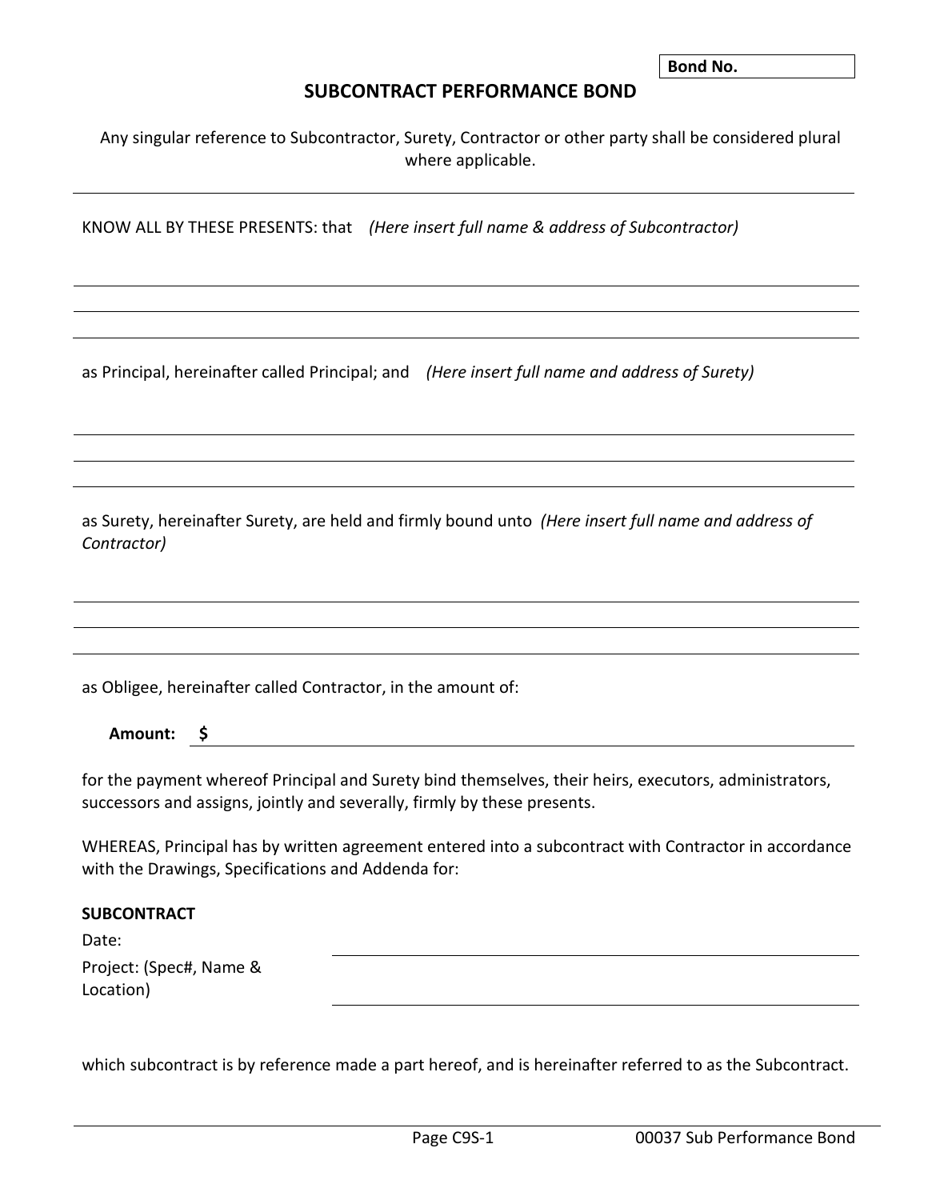**Bond No.**

# SUBCONTRACT PERFORMANCE BOND

Any singular reference to Subcontractor, Surety, Contractor or other party shall be considered plural where applicable.

---

KNOW ALL BY THESE PRESENTS: that *(Here insert full name & address of Subcontractor)*

\_\_\_\_\_\_\_\_\_\_\_\_\_\_\_\_\_\_\_\_\_\_\_\_\_\_\_\_\_\_\_\_\_\_\_\_\_\_\_\_

\_\_\_\_\_\_\_\_\_\_\_\_\_\_\_\_\_\_\_\_\_\_\_\_\_\_\_\_\_\_\_\_\_\_\_\_\_\_\_\_

\_\_\_\_\_\_\_\_\_\_\_\_\_\_\_\_\_\_\_\_\_\_\_\_\_\_\_\_\_\_\_\_\_\_\_\_\_\_\_\_

as Principal, hereinafter called Principal; and *(Here insert full name and address of Surety)*

\_\_\_\_\_\_\_\_\_\_\_\_\_\_\_\_\_\_\_\_\_\_\_\_\_\_\_\_\_\_\_\_\_\_\_\_\_\_\_\_

\_\_\_\_\_\_\_\_\_\_\_\_\_\_\_\_\_\_\_\_\_\_\_\_\_\_\_\_\_\_\_\_\_\_\_\_\_\_\_\_

\_\_\_\_\_\_\_\_\_\_\_\_\_\_\_\_\_\_\_\_\_\_\_\_\_\_\_\_\_\_\_\_\_\_\_\_\_\_\_\_

as Surety, hereinafter Surety, are held and firmly bound unto *(Here insert full name and address of Contractor)*

\_\_\_\_\_\_\_\_\_\_\_\_\_\_\_\_\_\_\_\_\_\_\_\_\_\_\_\_\_\_\_\_\_\_\_\_\_\_\_\_

\_\_\_\_\_\_\_\_\_\_\_\_\_\_\_\_\_\_\_\_\_\_\_\_\_\_\_\_\_\_\_\_\_\_\_\_\_\_\_\_

\_\_\_\_\_\_\_\_\_\_\_\_\_\_\_\_\_\_\_\_\_\_\_\_\_\_\_\_\_\_\_\_\_\_\_\_\_\_\_\_

as Obligee, hereinafter called Contractor, in the amount of:

**Amount: $** \_\_\_\_\_\_\_\_\_\_\_\_\_\_\_\_\_\_\_\_\_\_\_\_\_\_\_\_\_\_\_\_

for the payment whereof Principal and Surety bind themselves, their heirs, executors, administrators, successors and assigns, jointly and severally, firmly by these presents.

WHEREAS, Principal has by written agreement entered into a subcontract with Contractor in accordance with the Drawings, Specifications and Addenda for:

**SUBCONTRACT**

Date: \_\_\_\_\_\_\_\_\_\_\_\_\_\_\_\_\_\_\_\_\_\_\_\_\_\_\_\_\_\_\_\_

Project: (Spec#, Name & Location) \_\_\_\_\_\_\_\_\_\_\_\_\_\_\_\_\_\_\_\_\_\_\_\_\_\_\_\_\_\_\_\_

which subcontract is by reference made a part hereof, and is hereinafter referred to as the Subcontract.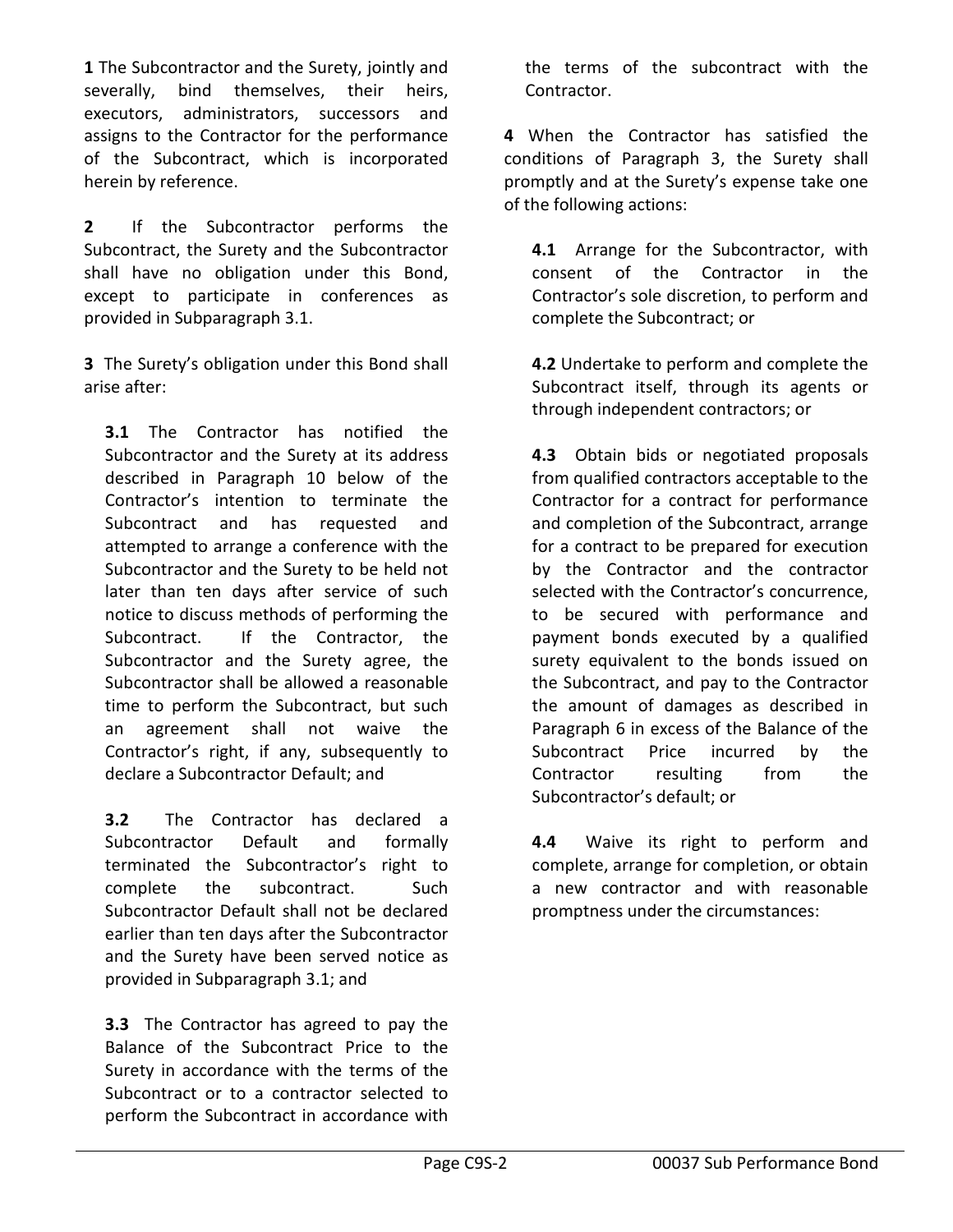**1** The Subcontractor and the Surety, jointly and severally, bind themselves, their heirs, executors, administrators, successors and assigns to the Contractor for the performance of the Subcontract, which is incorporated herein by reference.

**2** If the Subcontractor performs the Subcontract, the Surety and the Subcontractor shall have no obligation under this Bond, except to participate in conferences as provided in Subparagraph 3.1.

**3** The Surety's obligation under this Bond shall arise after:

**3.1** The Contractor has notified the Subcontractor and the Surety at its address described in Paragraph 10 below of the Contractor's intention to terminate the Subcontract and has requested and attempted to arrange a conference with the Subcontractor and the Surety to be held not later than ten days after service of such notice to discuss methods of performing the Subcontract. If the Contractor, the Subcontractor and the Surety agree, the Subcontractor shall be allowed a reasonable time to perform the Subcontract, but such an agreement shall not waive the Contractor's right, if any, subsequently to declare a Subcontractor Default; and

**3.2** The Contractor has declared a Subcontractor Default and formally terminated the Subcontractor's right to complete the subcontract. Such Subcontractor Default shall not be declared earlier than ten days after the Subcontractor and the Surety have been served notice as provided in Subparagraph 3.1; and

**3.3** The Contractor has agreed to pay the Balance of the Subcontract Price to the Surety in accordance with the terms of the Subcontract or to a contractor selected to perform the Subcontract in accordance with the terms of the subcontract with the Contractor.

**4** When the Contractor has satisfied the conditions of Paragraph 3, the Surety shall promptly and at the Surety's expense take one of the following actions:

**4.1** Arrange for the Subcontractor, with consent of the Contractor in the Contractor's sole discretion, to perform and complete the Subcontract; or

**4.2** Undertake to perform and complete the Subcontract itself, through its agents or through independent contractors; or

**4.3** Obtain bids or negotiated proposals from qualified contractors acceptable to the Contractor for a contract for performance and completion of the Subcontract, arrange for a contract to be prepared for execution by the Contractor and the contractor selected with the Contractor's concurrence, to be secured with performance and payment bonds executed by a qualified surety equivalent to the bonds issued on the Subcontract, and pay to the Contractor the amount of damages as described in Paragraph 6 in excess of the Balance of the Subcontract Price incurred by the Contractor resulting from the Subcontractor's default; or

**4.4** Waive its right to perform and complete, arrange for completion, or obtain a new contractor and with reasonable promptness under the circumstances: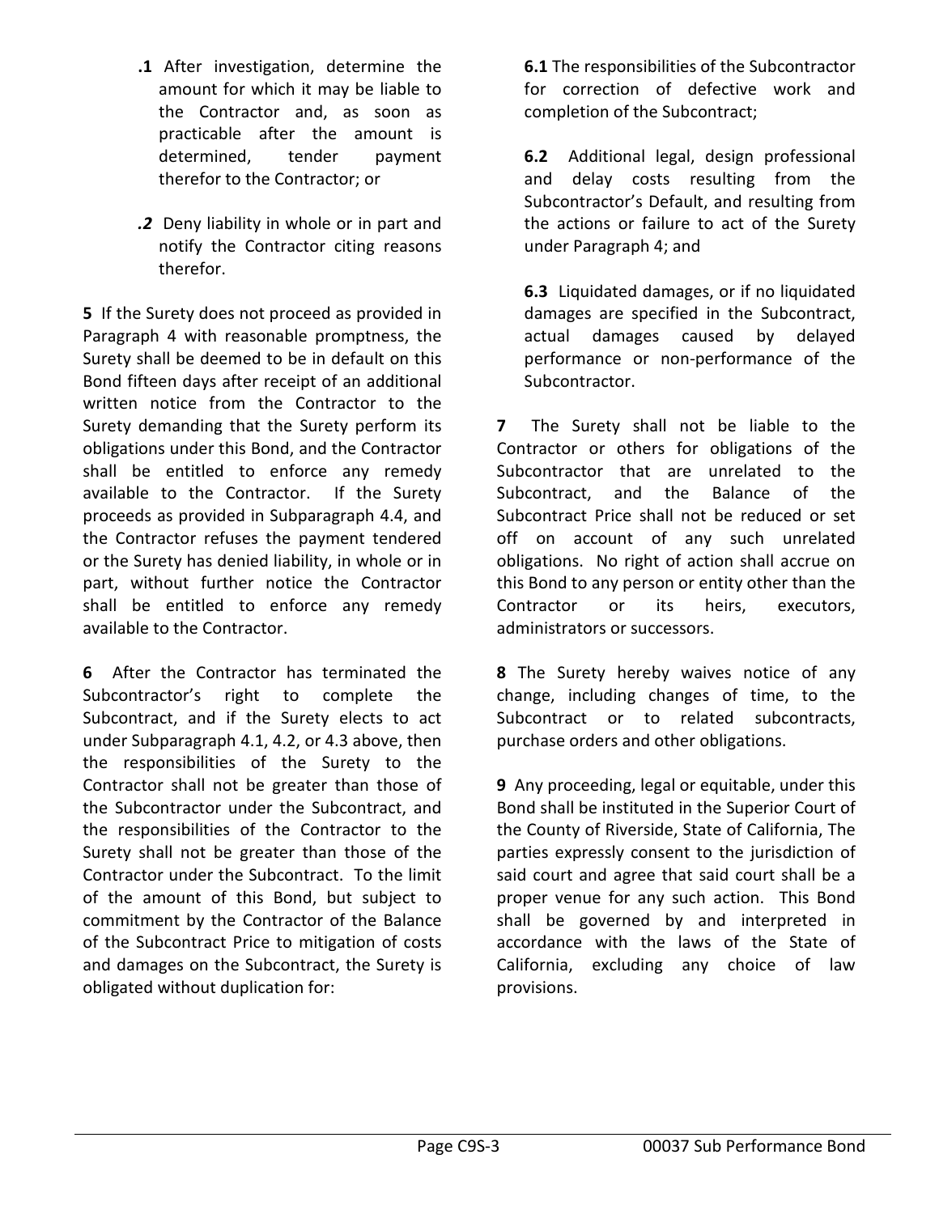**.1** After investigation, determine the amount for which it may be liable to the Contractor and, as soon as practicable after the amount is determined, tender payment therefor to the Contractor; or

***.2*** Deny liability in whole or in part and notify the Contractor citing reasons therefor.

**5** If the Surety does not proceed as provided in Paragraph 4 with reasonable promptness, the Surety shall be deemed to be in default on this Bond fifteen days after receipt of an additional written notice from the Contractor to the Surety demanding that the Surety perform its obligations under this Bond, and the Contractor shall be entitled to enforce any remedy available to the Contractor. If the Surety proceeds as provided in Subparagraph 4.4, and the Contractor refuses the payment tendered or the Surety has denied liability, in whole or in part, without further notice the Contractor shall be entitled to enforce any remedy available to the Contractor.

**6** After the Contractor has terminated the Subcontractor's right to complete the Subcontract, and if the Surety elects to act under Subparagraph 4.1, 4.2, or 4.3 above, then the responsibilities of the Surety to the Contractor shall not be greater than those of the Subcontractor under the Subcontract, and the responsibilities of the Contractor to the Surety shall not be greater than those of the Contractor under the Subcontract. To the limit of the amount of this Bond, but subject to commitment by the Contractor of the Balance of the Subcontract Price to mitigation of costs and damages on the Subcontract, the Surety is obligated without duplication for:

**6.1** The responsibilities of the Subcontractor for correction of defective work and completion of the Subcontract;

**6.2** Additional legal, design professional and delay costs resulting from the Subcontractor's Default, and resulting from the actions or failure to act of the Surety under Paragraph 4; and

**6.3** Liquidated damages, or if no liquidated damages are specified in the Subcontract, actual damages caused by delayed performance or non-performance of the Subcontractor.

**7** The Surety shall not be liable to the Contractor or others for obligations of the Subcontractor that are unrelated to the Subcontract, and the Balance of the Subcontract Price shall not be reduced or set off on account of any such unrelated obligations. No right of action shall accrue on this Bond to any person or entity other than the Contractor or its heirs, executors, administrators or successors.

**8** The Surety hereby waives notice of any change, including changes of time, to the Subcontract or to related subcontracts, purchase orders and other obligations.

**9** Any proceeding, legal or equitable, under this Bond shall be instituted in the Superior Court of the County of Riverside, State of California, The parties expressly consent to the jurisdiction of said court and agree that said court shall be a proper venue for any such action. This Bond shall be governed by and interpreted in accordance with the laws of the State of California, excluding any choice of law provisions.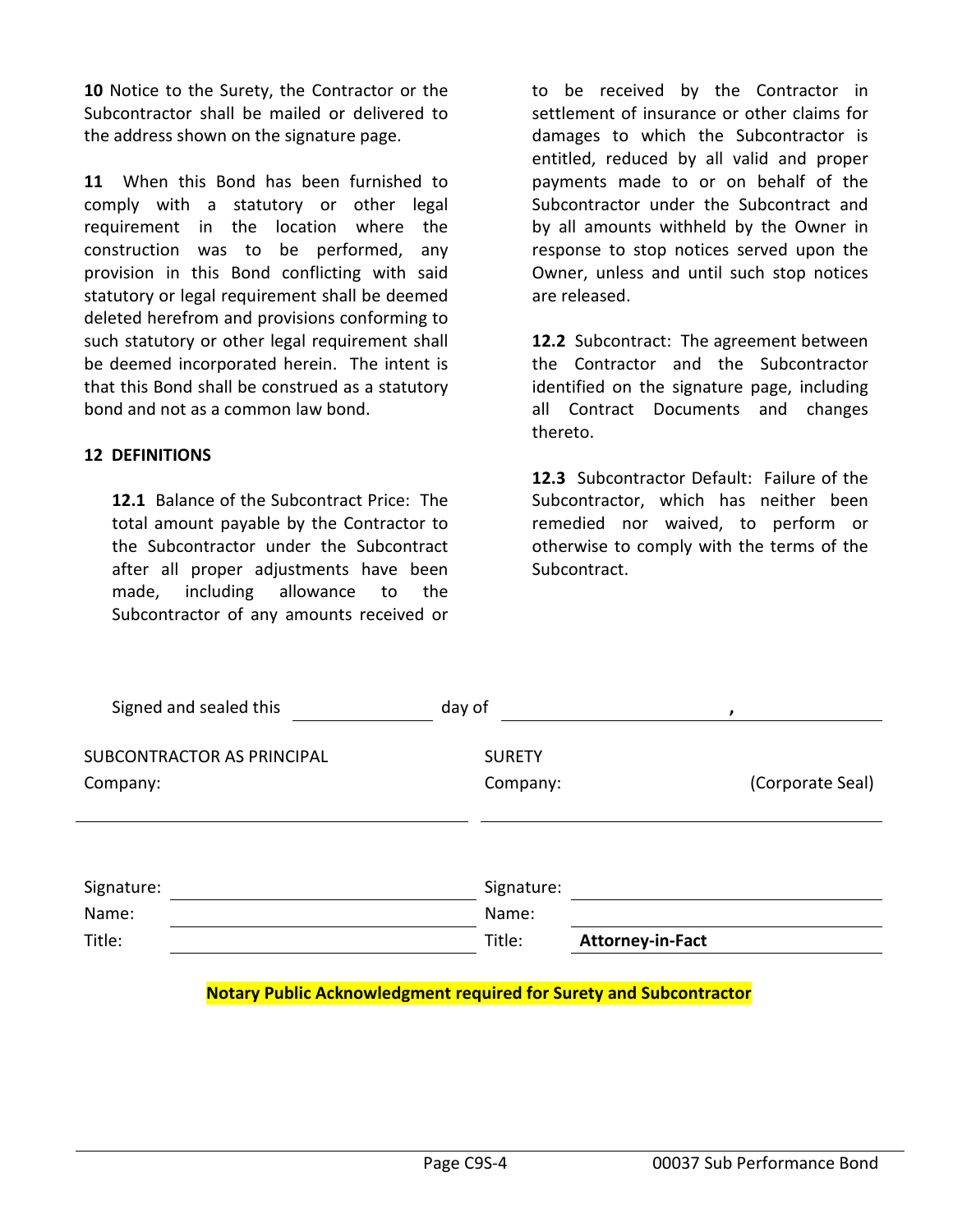**10** Notice to the Surety, the Contractor or the Subcontractor shall be mailed or delivered to the address shown on the signature page.

**11** When this Bond has been furnished to comply with a statutory or other legal requirement in the location where the construction was to be performed, any provision in this Bond conflicting with said statutory or legal requirement shall be deemed deleted herefrom and provisions conforming to such statutory or other legal requirement shall be deemed incorporated herein. The intent is that this Bond shall be construed as a statutory bond and not as a common law bond.

**12 DEFINITIONS**

**12.1** Balance of the Subcontract Price: The total amount payable by the Contractor to the Subcontractor under the Subcontract after all proper adjustments have been made, including allowance to the Subcontractor of any amounts received or to be received by the Contractor in settlement of insurance or other claims for damages to which the Subcontractor is entitled, reduced by all valid and proper payments made to or on behalf of the Subcontractor under the Subcontract and by all amounts withheld by the Owner in response to stop notices served upon the Owner, unless and until such stop notices are released.

**12.2** Subcontract: The agreement between the Contractor and the Subcontractor identified on the signature page, including all Contract Documents and changes thereto.

**12.3** Subcontractor Default: Failure of the Subcontractor, which has neither been remedied nor waived, to perform or otherwise to comply with the terms of the Subcontract.

Signed and sealed this ______________ day of ______________________ , ______________

| | |
|---|---|
| SUBCONTRACTOR AS PRINCIPAL | SURETY |
| Company: | Company: (Corporate Seal) |
| Signature: | Signature: |
| Name: | Name: |
| Title: | Title: **Attorney-in-Fact** |

**Notary Public Acknowledgment required for Surety and Subcontractor**